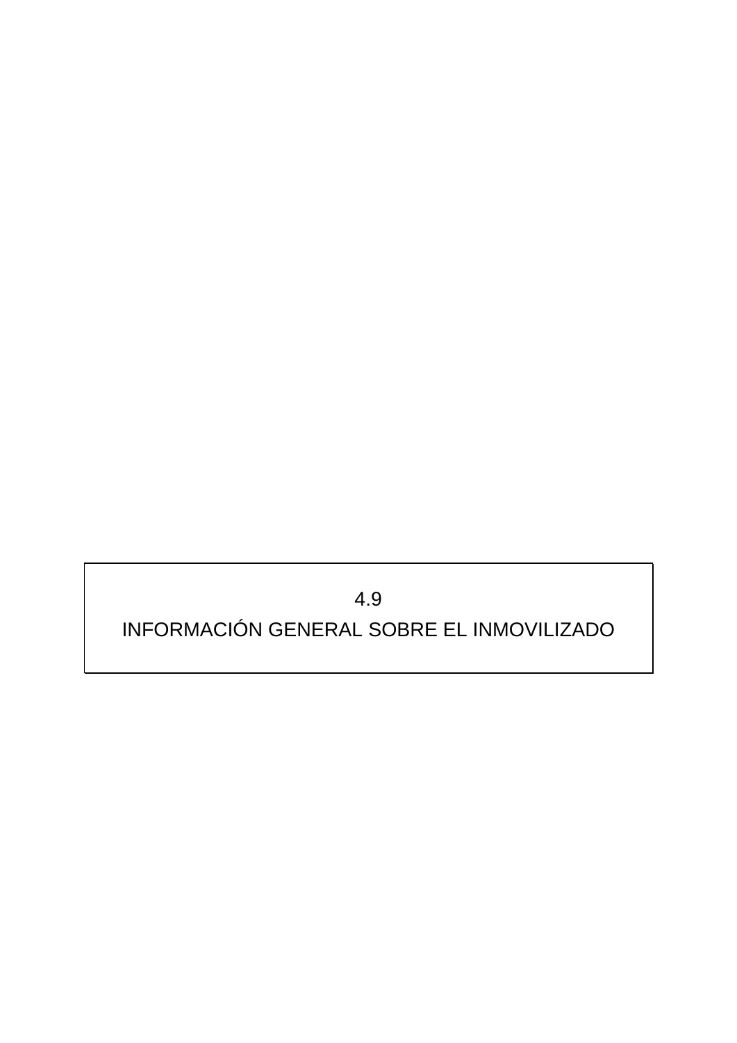# 4.9

# INFORMACIÓN GENERAL SOBRE EL INMOVILIZADO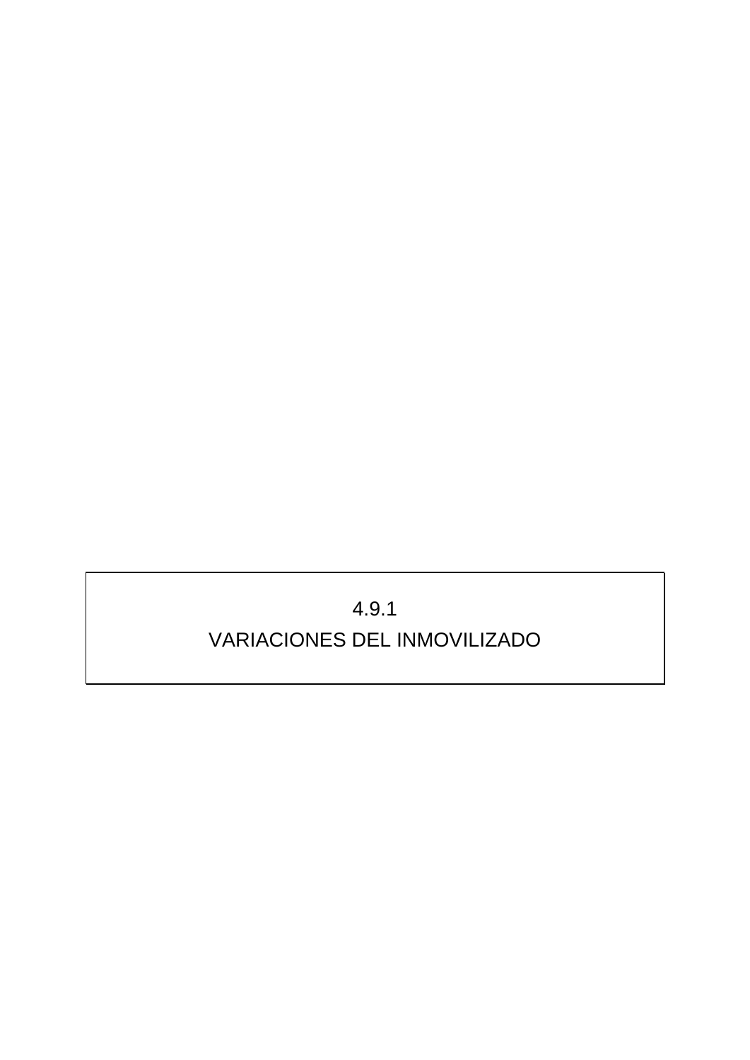# 4.9.1

# VARIACIONES DEL INMOVILIZADO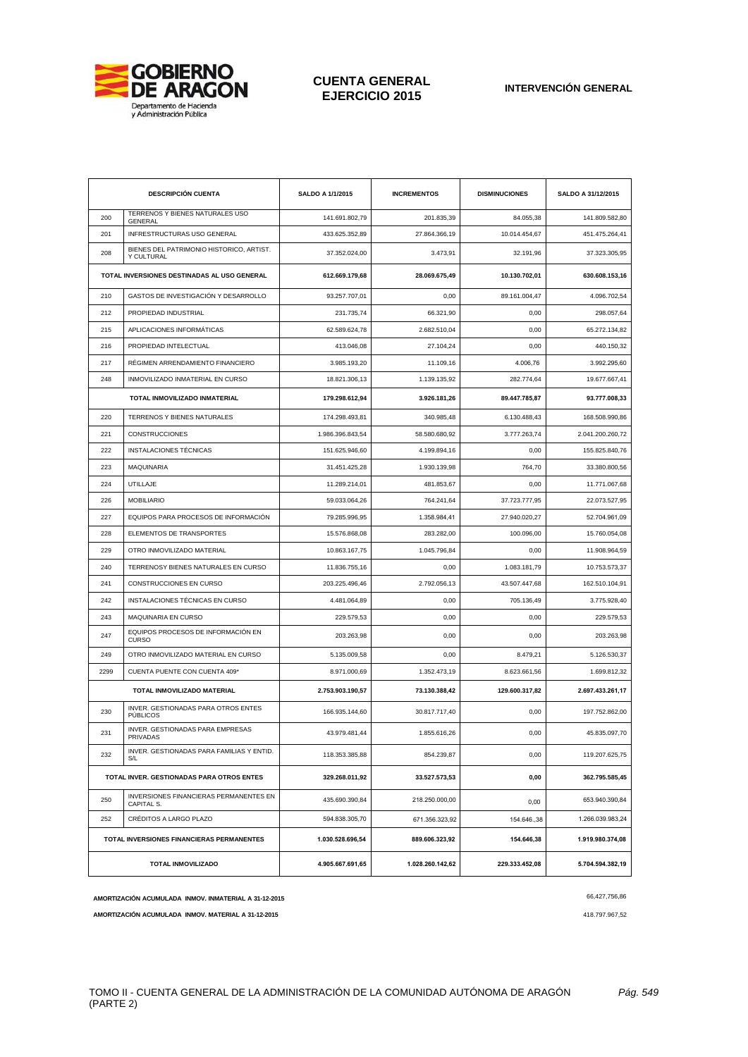| | DESCRIPCIÓN CUENTA | SALDO A 1/1/2015 | INCREMENTOS | DISMINUCIONES | SALDO A 31/12/2015 |
|---|---|---|---|---|---|
| 200 | TERRENOS Y BIENES NATURALES USO GENERAL | 141.691.802,79 | 201.835,39 | 84.055,38 | 141.809.582,80 |
| 201 | INFRESTRUCTURAS USO GENERAL | 433.625.352,89 | 27.864.366,19 | 10.014.454,67 | 451.475.264,41 |
| 208 | BIENES DEL PATRIMONIO HISTORICO, ARTIST. Y CULTURAL | 37.352.024,00 | 3.473,91 | 32.191,96 | 37.323.305,95 |
| | **TOTAL INVERSIONES DESTINADAS AL USO GENERAL** | **612.669.179,68** | **28.069.675,49** | **10.130.702,01** | **630.608.153,16** |
| 210 | GASTOS DE INVESTIGACIÓN Y DESARROLLO | 93.257.707,01 | 0,00 | 89.161.004,47 | 4.096.702,54 |
| 212 | PROPIEDAD INDUSTRIAL | 231.735,74 | 66.321,90 | 0,00 | 298.057,64 |
| 215 | APLICACIONES INFORMÁTICAS | 62.589.624,78 | 2.682.510,04 | 0,00 | 65.272.134,82 |
| 216 | PROPIEDAD INTELECTUAL | 413.046,08 | 27.104,24 | 0,00 | 440.150,32 |
| 217 | RÉGIMEN ARRENDAMIENTO FINANCIERO | 3.985.193,20 | 11.109,16 | 4.006,76 | 3.992.295,60 |
| 248 | INMOVILIZADO INMATERIAL EN CURSO | 18.821.306,13 | 1.139.135,92 | 282.774,64 | 19.677.667,41 |
| | **TOTAL INMOVILIZADO INMATERIAL** | **179.298.612,94** | **3.926.181,26** | **89.447.785,87** | **93.777.008,33** |
| 220 | TERRENOS Y BIENES NATURALES | 174.298.493,81 | 340.985,48 | 6.130.488,43 | 168.508.990,86 |
| 221 | CONSTRUCCIONES | 1.986.396.843,54 | 58.580.680,92 | 3.777.263,74 | 2.041.200.260,72 |
| 222 | INSTALACIONES TÉCNICAS | 151.625.946,60 | 4.199.894,16 | 0,00 | 155.825.840,76 |
| 223 | MAQUINARIA | 31.451.425,28 | 1.930.139,98 | 764,70 | 33.380.800,56 |
| 224 | UTILLAJE | 11.289.214,01 | 481.853,67 | 0,00 | 11.771.067,68 |
| 226 | MOBILIARIO | 59.033.064,26 | 764.241,64 | 37.723.777,95 | 22.073.527,95 |
| 227 | EQUIPOS PARA PROCESOS DE INFORMACIÓN | 79.285.996,95 | 1.358.984,41 | 27.940.020,27 | 52.704.961,09 |
| 228 | ELEMENTOS DE TRANSPORTES | 15.576.868,08 | 283.282,00 | 100.096,00 | 15.760.054,08 |
| 229 | OTRO INMOVILIZADO MATERIAL | 10.863.167,75 | 1.045.796,84 | 0,00 | 11.908.964,59 |
| 240 | TERRENOSY BIENES NATURALES EN CURSO | 11.836.755,16 | 0,00 | 1.083.181,79 | 10.753.573,37 |
| 241 | CONSTRUCCIONES EN CURSO | 203.225.496,46 | 2.792.056,13 | 43.507.447,68 | 162.510.104,91 |
| 242 | INSTALACIONES TÉCNICAS EN CURSO | 4.481.064,89 | 0,00 | 705.136,49 | 3.775.928,40 |
| 243 | MAQUINARIA EN CURSO | 229.579,53 | 0,00 | 0,00 | 229.579,53 |
| 247 | EQUIPOS PROCESOS DE INFORMACIÓN EN CURSO | 203.263,98 | 0,00 | 0,00 | 203.263,98 |
| 249 | OTRO INMOVILIZADO MATERIAL EN CURSO | 5.135.009,58 | 0,00 | 8.479,21 | 5.126.530,37 |
| 2299 | CUENTA PUENTE CON CUENTA 409* | 8.971.000,69 | 1.352.473,19 | 8.623.661,56 | 1.699.812,32 |
| | **TOTAL INMOVILIZADO MATERIAL** | **2.753.903.190,57** | **73.130.388,42** | **129.600.317,82** | **2.697.433.261,17** |
| 230 | INVER. GESTIONADAS PARA OTROS ENTES PÚBLICOS | 166.935.144,60 | 30.817.717,40 | 0,00 | 197.752.862,00 |
| 231 | INVER. GESTIONADAS PARA EMPRESAS PRIVADAS | 43.979.481,44 | 1.855.616,26 | 0,00 | 45.835.097,70 |
| 232 | INVER. GESTIONADAS PARA FAMILIAS Y ENTID. S/L | 118.353.385,88 | 854.239,87 | 0,00 | 119.207.625,75 |
| | **TOTAL INVER. GESTIONADAS PARA OTROS ENTES** | **329.268.011,92** | **33.527.573,53** | **0,00** | **362.795.585,45** |
| 250 | INVERSIONES FINANCIERAS PERMANENTES EN CAPITAL S. | 435.690.390,84 | 218.250.000,00 | 0,00 | 653.940.390,84 |
| 252 | CRÉDITOS A LARGO PLAZO | 594.838.305,70 | 671.356.323,92 | 154.646,,38 | 1.266.039.983,24 |
| | **TOTAL INVERSIONES FINANCIERAS PERMANENTES** | **1.030.528.696,54** | **889.606.323,92** | **154.646,38** | **1.919.980.374,08** |
| | **TOTAL INMOVILIZADO** | **4.905.667.691,65** | **1.028.260.142,62** | **229.333.452,08** | **5.704.594.382,19** |

**AMORTIZACIÓN ACUMULADA INMOV. INMATERIAL A 31-12-2015** 66,427,756,86

**AMORTIZACIÓN ACUMULADA INMOV. MATERIAL A 31-12-2015** 418.797.967,52